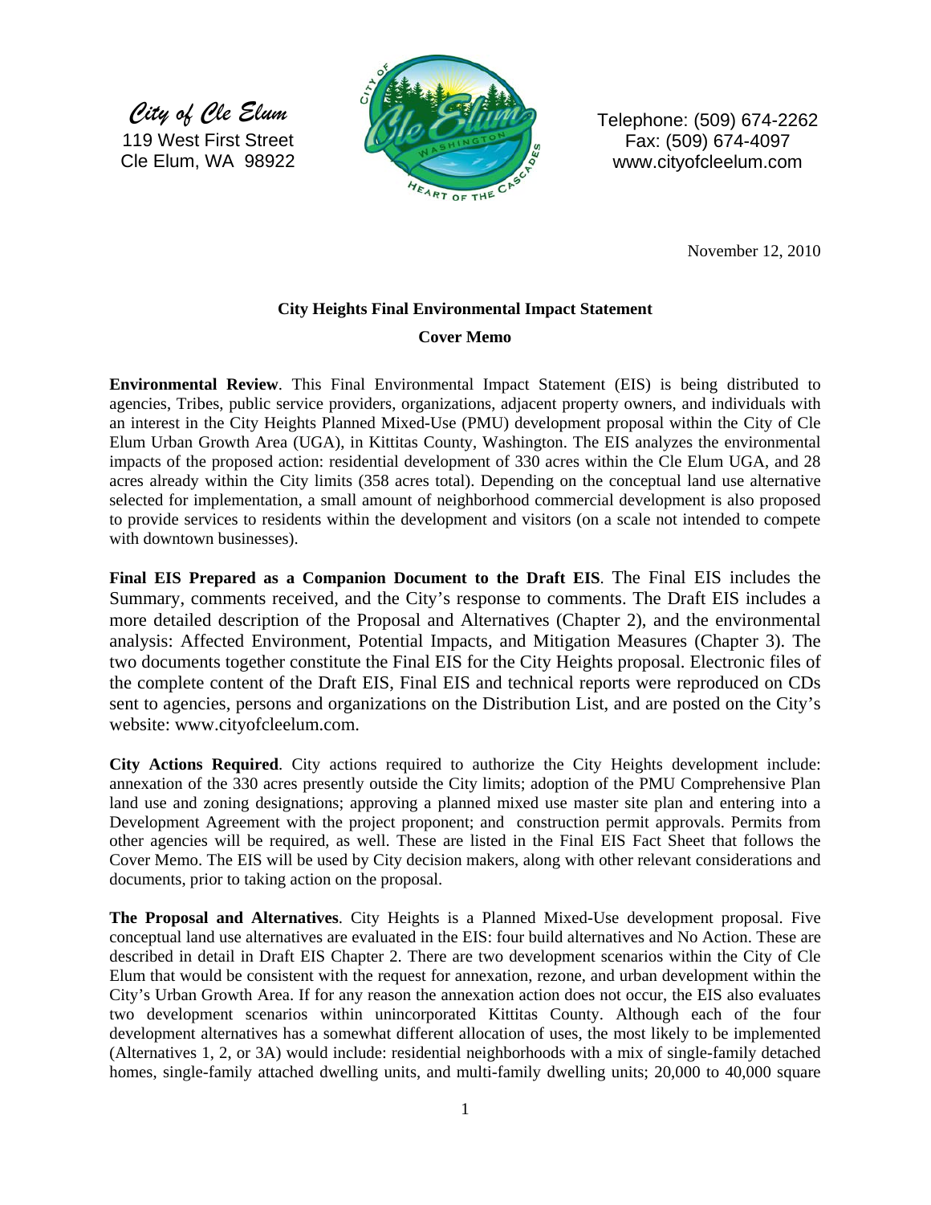*City of Cle Elum*
119 West First Street
Cle Elum, WA 98922

Telephone: (509) 674-2262
Fax: (509) 674-4097
www.cityofcleelum.com

November 12, 2010

**City Heights Final Environmental Impact Statement**

**Cover Memo**

**Environmental Review**. This Final Environmental Impact Statement (EIS) is being distributed to agencies, Tribes, public service providers, organizations, adjacent property owners, and individuals with an interest in the City Heights Planned Mixed-Use (PMU) development proposal within the City of Cle Elum Urban Growth Area (UGA), in Kittitas County, Washington. The EIS analyzes the environmental impacts of the proposed action: residential development of 330 acres within the Cle Elum UGA, and 28 acres already within the City limits (358 acres total). Depending on the conceptual land use alternative selected for implementation, a small amount of neighborhood commercial development is also proposed to provide services to residents within the development and visitors (on a scale not intended to compete with downtown businesses).

**Final EIS Prepared as a Companion Document to the Draft EIS**. The Final EIS includes the Summary, comments received, and the City's response to comments. The Draft EIS includes a more detailed description of the Proposal and Alternatives (Chapter 2), and the environmental analysis: Affected Environment, Potential Impacts, and Mitigation Measures (Chapter 3). The two documents together constitute the Final EIS for the City Heights proposal. Electronic files of the complete content of the Draft EIS, Final EIS and technical reports were reproduced on CDs sent to agencies, persons and organizations on the Distribution List, and are posted on the City's website: www.cityofcleelum.com.

**City Actions Required**. City actions required to authorize the City Heights development include: annexation of the 330 acres presently outside the City limits; adoption of the PMU Comprehensive Plan land use and zoning designations; approving a planned mixed use master site plan and entering into a Development Agreement with the project proponent; and construction permit approvals. Permits from other agencies will be required, as well. These are listed in the Final EIS Fact Sheet that follows the Cover Memo. The EIS will be used by City decision makers, along with other relevant considerations and documents, prior to taking action on the proposal.

**The Proposal and Alternatives**. City Heights is a Planned Mixed-Use development proposal. Five conceptual land use alternatives are evaluated in the EIS: four build alternatives and No Action. These are described in detail in Draft EIS Chapter 2. There are two development scenarios within the City of Cle Elum that would be consistent with the request for annexation, rezone, and urban development within the City's Urban Growth Area. If for any reason the annexation action does not occur, the EIS also evaluates two development scenarios within unincorporated Kittitas County. Although each of the four development alternatives has a somewhat different allocation of uses, the most likely to be implemented (Alternatives 1, 2, or 3A) would include: residential neighborhoods with a mix of single-family detached homes, single-family attached dwelling units, and multi-family dwelling units; 20,000 to 40,000 square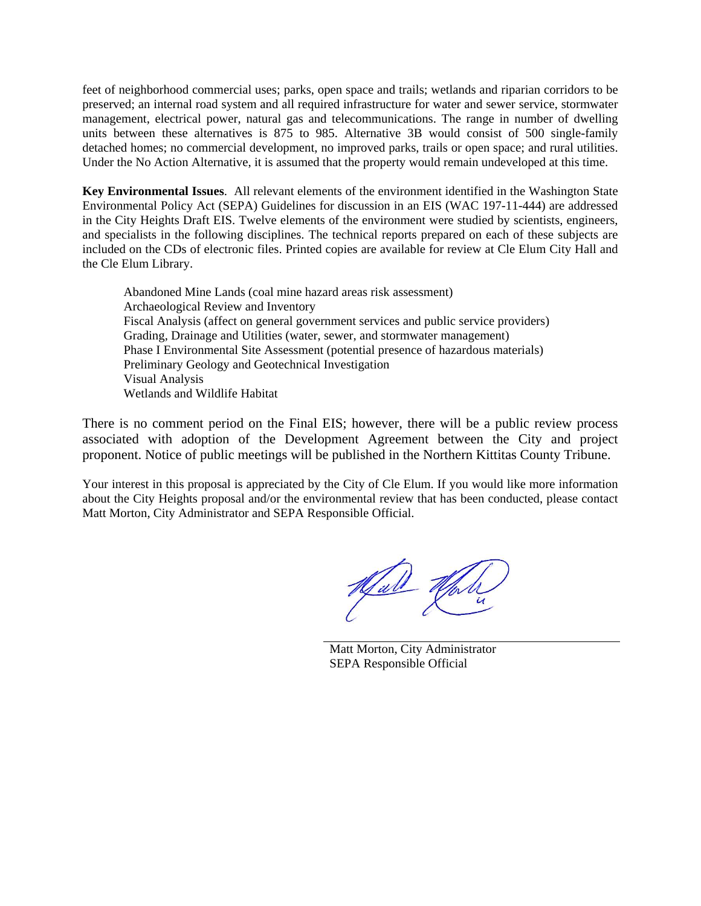feet of neighborhood commercial uses; parks, open space and trails; wetlands and riparian corridors to be preserved; an internal road system and all required infrastructure for water and sewer service, stormwater management, electrical power, natural gas and telecommunications. The range in number of dwelling units between these alternatives is 875 to 985. Alternative 3B would consist of 500 single-family detached homes; no commercial development, no improved parks, trails or open space; and rural utilities. Under the No Action Alternative, it is assumed that the property would remain undeveloped at this time.

**Key Environmental Issues**. All relevant elements of the environment identified in the Washington State Environmental Policy Act (SEPA) Guidelines for discussion in an EIS (WAC 197-11-444) are addressed in the City Heights Draft EIS. Twelve elements of the environment were studied by scientists, engineers, and specialists in the following disciplines. The technical reports prepared on each of these subjects are included on the CDs of electronic files. Printed copies are available for review at Cle Elum City Hall and the Cle Elum Library.

Abandoned Mine Lands (coal mine hazard areas risk assessment)
Archaeological Review and Inventory
Fiscal Analysis (affect on general government services and public service providers)
Grading, Drainage and Utilities (water, sewer, and stormwater management)
Phase I Environmental Site Assessment (potential presence of hazardous materials)
Preliminary Geology and Geotechnical Investigation
Visual Analysis
Wetlands and Wildlife Habitat

There is no comment period on the Final EIS; however, there will be a public review process associated with adoption of the Development Agreement between the City and project proponent. Notice of public meetings will be published in the Northern Kittitas County Tribune.

Your interest in this proposal is appreciated by the City of Cle Elum. If you would like more information about the City Heights proposal and/or the environmental review that has been conducted, please contact Matt Morton, City Administrator and SEPA Responsible Official.

Matt Morton, City Administrator
SEPA Responsible Official